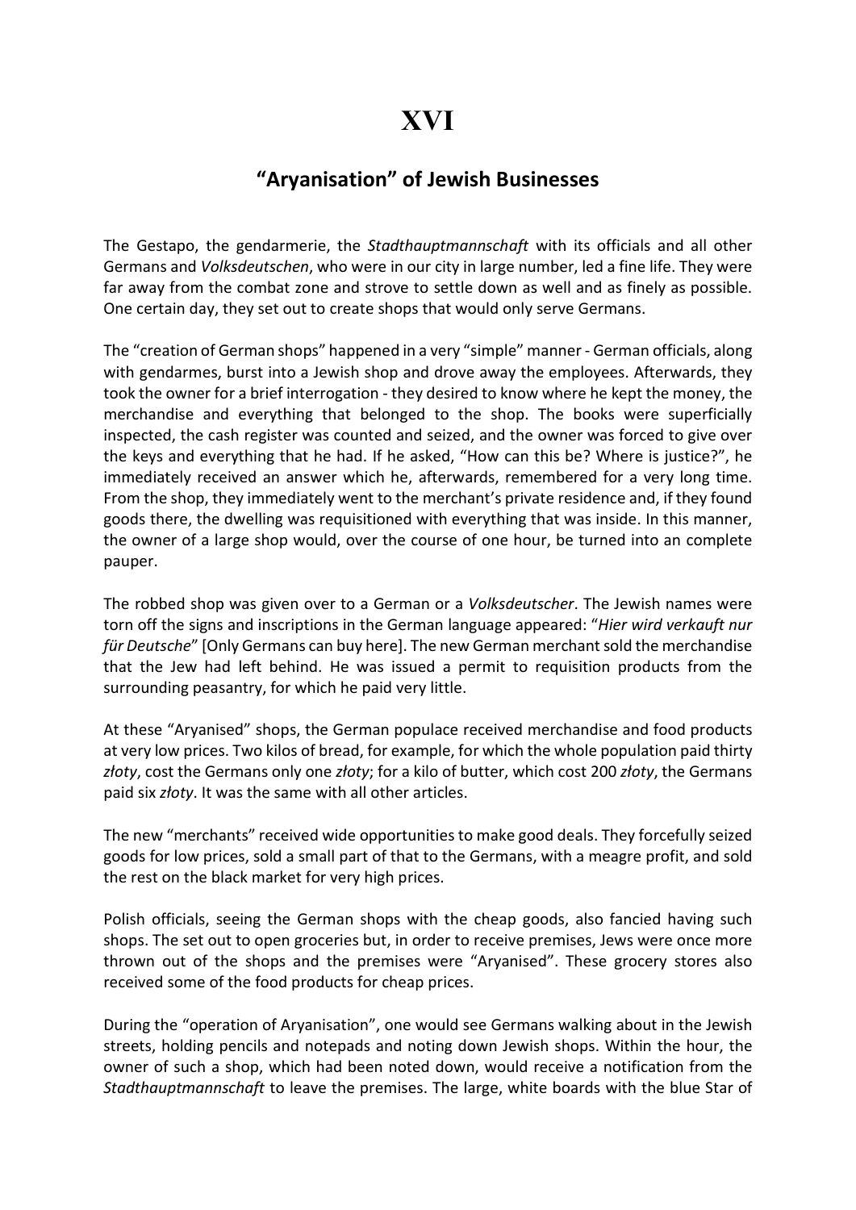# XVI

## "Aryanisation" of Jewish Businesses

The Gestapo, the gendarmerie, the *Stadthauptmannschaft* with its officials and all other Germans and *Volksdeutschen*, who were in our city in large number, led a fine life. They were far away from the combat zone and strove to settle down as well and as finely as possible. One certain day, they set out to create shops that would only serve Germans.

The "creation of German shops" happened in a very "simple" manner - German officials, along with gendarmes, burst into a Jewish shop and drove away the employees. Afterwards, they took the owner for a brief interrogation - they desired to know where he kept the money, the merchandise and everything that belonged to the shop. The books were superficially inspected, the cash register was counted and seized, and the owner was forced to give over the keys and everything that he had. If he asked, "How can this be? Where is justice?", he immediately received an answer which he, afterwards, remembered for a very long time. From the shop, they immediately went to the merchant's private residence and, if they found goods there, the dwelling was requisitioned with everything that was inside. In this manner, the owner of a large shop would, over the course of one hour, be turned into an complete pauper.

The robbed shop was given over to a German or a *Volksdeutscher*. The Jewish names were torn off the signs and inscriptions in the German language appeared: "*Hier wird verkauft nur für Deutsche*" [Only Germans can buy here]. The new German merchant sold the merchandise that the Jew had left behind. He was issued a permit to requisition products from the surrounding peasantry, for which he paid very little.

At these "Aryanised" shops, the German populace received merchandise and food products at very low prices. Two kilos of bread, for example, for which the whole population paid thirty *złoty*, cost the Germans only one *złoty*; for a kilo of butter, which cost 200 *złoty*, the Germans paid six *złoty*. It was the same with all other articles.

The new "merchants" received wide opportunities to make good deals. They forcefully seized goods for low prices, sold a small part of that to the Germans, with a meagre profit, and sold the rest on the black market for very high prices.

Polish officials, seeing the German shops with the cheap goods, also fancied having such shops. The set out to open groceries but, in order to receive premises, Jews were once more thrown out of the shops and the premises were "Aryanised". These grocery stores also received some of the food products for cheap prices.

During the "operation of Aryanisation", one would see Germans walking about in the Jewish streets, holding pencils and notepads and noting down Jewish shops. Within the hour, the owner of such a shop, which had been noted down, would receive a notification from the *Stadthauptmannschaft* to leave the premises. The large, white boards with the blue Star of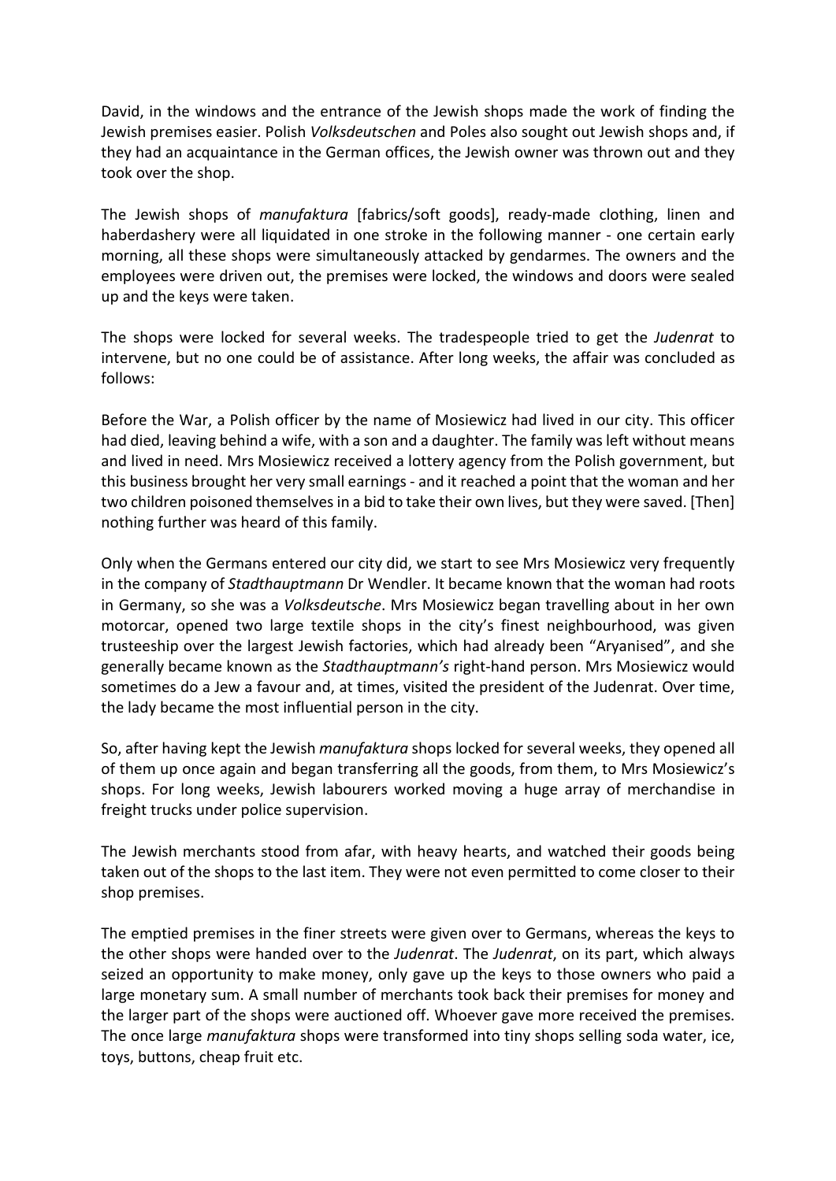David, in the windows and the entrance of the Jewish shops made the work of finding the Jewish premises easier. Polish *Volksdeutschen* and Poles also sought out Jewish shops and, if they had an acquaintance in the German offices, the Jewish owner was thrown out and they took over the shop.

The Jewish shops of *manufaktura* [fabrics/soft goods], ready-made clothing, linen and haberdashery were all liquidated in one stroke in the following manner - one certain early morning, all these shops were simultaneously attacked by gendarmes. The owners and the employees were driven out, the premises were locked, the windows and doors were sealed up and the keys were taken.

The shops were locked for several weeks. The tradespeople tried to get the *Judenrat* to intervene, but no one could be of assistance. After long weeks, the affair was concluded as follows:

Before the War, a Polish officer by the name of Mosiewicz had lived in our city. This officer had died, leaving behind a wife, with a son and a daughter. The family was left without means and lived in need. Mrs Mosiewicz received a lottery agency from the Polish government, but this business brought her very small earnings - and it reached a point that the woman and her two children poisoned themselves in a bid to take their own lives, but they were saved. [Then] nothing further was heard of this family.

Only when the Germans entered our city did, we start to see Mrs Mosiewicz very frequently in the company of *Stadthauptmann* Dr Wendler. It became known that the woman had roots in Germany, so she was a *Volksdeutsche*. Mrs Mosiewicz began travelling about in her own motorcar, opened two large textile shops in the city's finest neighbourhood, was given trusteeship over the largest Jewish factories, which had already been "Aryanised", and she generally became known as the *Stadthauptmann's* right-hand person. Mrs Mosiewicz would sometimes do a Jew a favour and, at times, visited the president of the Judenrat. Over time, the lady became the most influential person in the city.

So, after having kept the Jewish *manufaktura* shops locked for several weeks, they opened all of them up once again and began transferring all the goods, from them, to Mrs Mosiewicz's shops. For long weeks, Jewish labourers worked moving a huge array of merchandise in freight trucks under police supervision.

The Jewish merchants stood from afar, with heavy hearts, and watched their goods being taken out of the shops to the last item. They were not even permitted to come closer to their shop premises.

The emptied premises in the finer streets were given over to Germans, whereas the keys to the other shops were handed over to the *Judenrat*. The *Judenrat*, on its part, which always seized an opportunity to make money, only gave up the keys to those owners who paid a large monetary sum. A small number of merchants took back their premises for money and the larger part of the shops were auctioned off. Whoever gave more received the premises. The once large *manufaktura* shops were transformed into tiny shops selling soda water, ice, toys, buttons, cheap fruit etc.